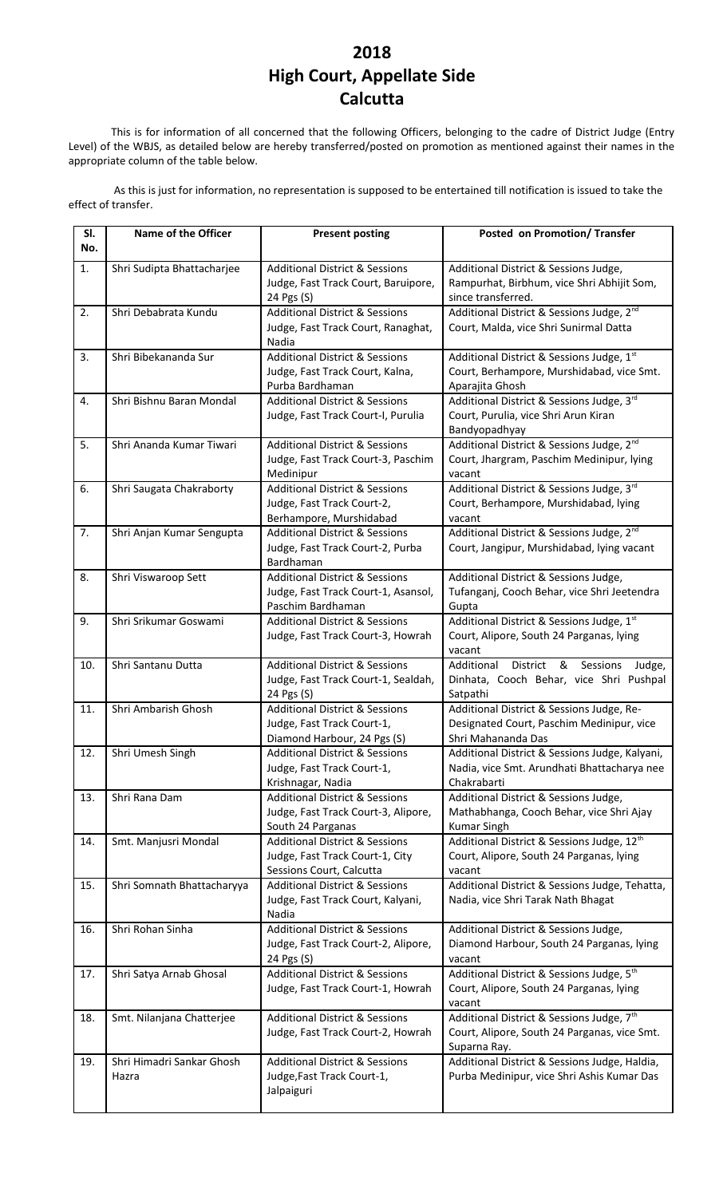# 2018
# High Court, Appellate Side
# Calcutta

This is for information of all concerned that the following Officers, belonging to the cadre of District Judge (Entry Level) of the WBJS, as detailed below are hereby transferred/posted on promotion as mentioned against their names in the appropriate column of the table below.

As this is just for information, no representation is supposed to be entertained till notification is issued to take the effect of transfer.

| Sl. No. | Name of the Officer | Present posting | Posted on Promotion/ Transfer |
|---|---|---|---|
| 1. | Shri Sudipta Bhattacharjee | Additional District & Sessions Judge, Fast Track Court, Baruipore, 24 Pgs (S) | Additional District & Sessions Judge, Rampurhat, Birbhum, vice Shri Abhijit Som, since transferred. |
| 2. | Shri Debabrata Kundu | Additional District & Sessions Judge, Fast Track Court, Ranaghat, Nadia | Additional District & Sessions Judge, 2nd Court, Malda, vice Shri Sunirmal Datta |
| 3. | Shri Bibekananda Sur | Additional District & Sessions Judge, Fast Track Court, Kalna, Purba Bardhaman | Additional District & Sessions Judge, 1st Court, Berhampore, Murshidabad, vice Smt. Aparajita Ghosh |
| 4. | Shri Bishnu Baran Mondal | Additional District & Sessions Judge, Fast Track Court-I, Purulia | Additional District & Sessions Judge, 3rd Court, Purulia, vice Shri Arun Kiran Bandyopadhyay |
| 5. | Shri Ananda Kumar Tiwari | Additional District & Sessions Judge, Fast Track Court-3, Paschim Medinipur | Additional District & Sessions Judge, 2nd Court, Jhargram, Paschim Medinipur, lying vacant |
| 6. | Shri Saugata Chakraborty | Additional District & Sessions Judge, Fast Track Court-2, Berhampore, Murshidabad | Additional District & Sessions Judge, 3rd Court, Berhampore, Murshidabad, lying vacant |
| 7. | Shri Anjan Kumar Sengupta | Additional District & Sessions Judge, Fast Track Court-2, Purba Bardhaman | Additional District & Sessions Judge, 2nd Court, Jangipur, Murshidabad, lying vacant |
| 8. | Shri Viswaroop Sett | Additional District & Sessions Judge, Fast Track Court-1, Asansol, Paschim Bardhaman | Additional District & Sessions Judge, Tufanganj, Cooch Behar, vice Shri Jeetendra Gupta |
| 9. | Shri Srikumar Goswami | Additional District & Sessions Judge, Fast Track Court-3, Howrah | Additional District & Sessions Judge, 1st Court, Alipore, South 24 Parganas, lying vacant |
| 10. | Shri Santanu Dutta | Additional District & Sessions Judge, Fast Track Court-1, Sealdah, 24 Pgs (S) | Additional District & Sessions Judge, Dinhata, Cooch Behar, vice Shri Pushpal Satpathi |
| 11. | Shri Ambarish Ghosh | Additional District & Sessions Judge, Fast Track Court-1, Diamond Harbour, 24 Pgs (S) | Additional District & Sessions Judge, Re-Designated Court, Paschim Medinipur, vice Shri Mahananda Das |
| 12. | Shri Umesh Singh | Additional District & Sessions Judge, Fast Track Court-1, Krishnagar, Nadia | Additional District & Sessions Judge, Kalyani, Nadia, vice Smt. Arundhati Bhattacharya nee Chakrabarti |
| 13. | Shri Rana Dam | Additional District & Sessions Judge, Fast Track Court-3, Alipore, South 24 Parganas | Additional District & Sessions Judge, Mathabhanga, Cooch Behar, vice Shri Ajay Kumar Singh |
| 14. | Smt. Manjusri Mondal | Additional District & Sessions Judge, Fast Track Court-1, City Sessions Court, Calcutta | Additional District & Sessions Judge, 12th Court, Alipore, South 24 Parganas, lying vacant |
| 15. | Shri Somnath Bhattacharyya | Additional District & Sessions Judge, Fast Track Court, Kalyani, Nadia | Additional District & Sessions Judge, Tehatta, Nadia, vice Shri Tarak Nath Bhagat |
| 16. | Shri Rohan Sinha | Additional District & Sessions Judge, Fast Track Court-2, Alipore, 24 Pgs (S) | Additional District & Sessions Judge, Diamond Harbour, South 24 Parganas, lying vacant |
| 17. | Shri Satya Arnab Ghosal | Additional District & Sessions Judge, Fast Track Court-1, Howrah | Additional District & Sessions Judge, 5th Court, Alipore, South 24 Parganas, lying vacant |
| 18. | Smt. Nilanjana Chatterjee | Additional District & Sessions Judge, Fast Track Court-2, Howrah | Additional District & Sessions Judge, 7th Court, Alipore, South 24 Parganas, vice Smt. Suparna Ray. |
| 19. | Shri Himadri Sankar Ghosh Hazra | Additional District & Sessions Judge, Fast Track Court-1, Jalpaiguri | Additional District & Sessions Judge, Haldia, Purba Medinipur, vice Shri Ashis Kumar Das |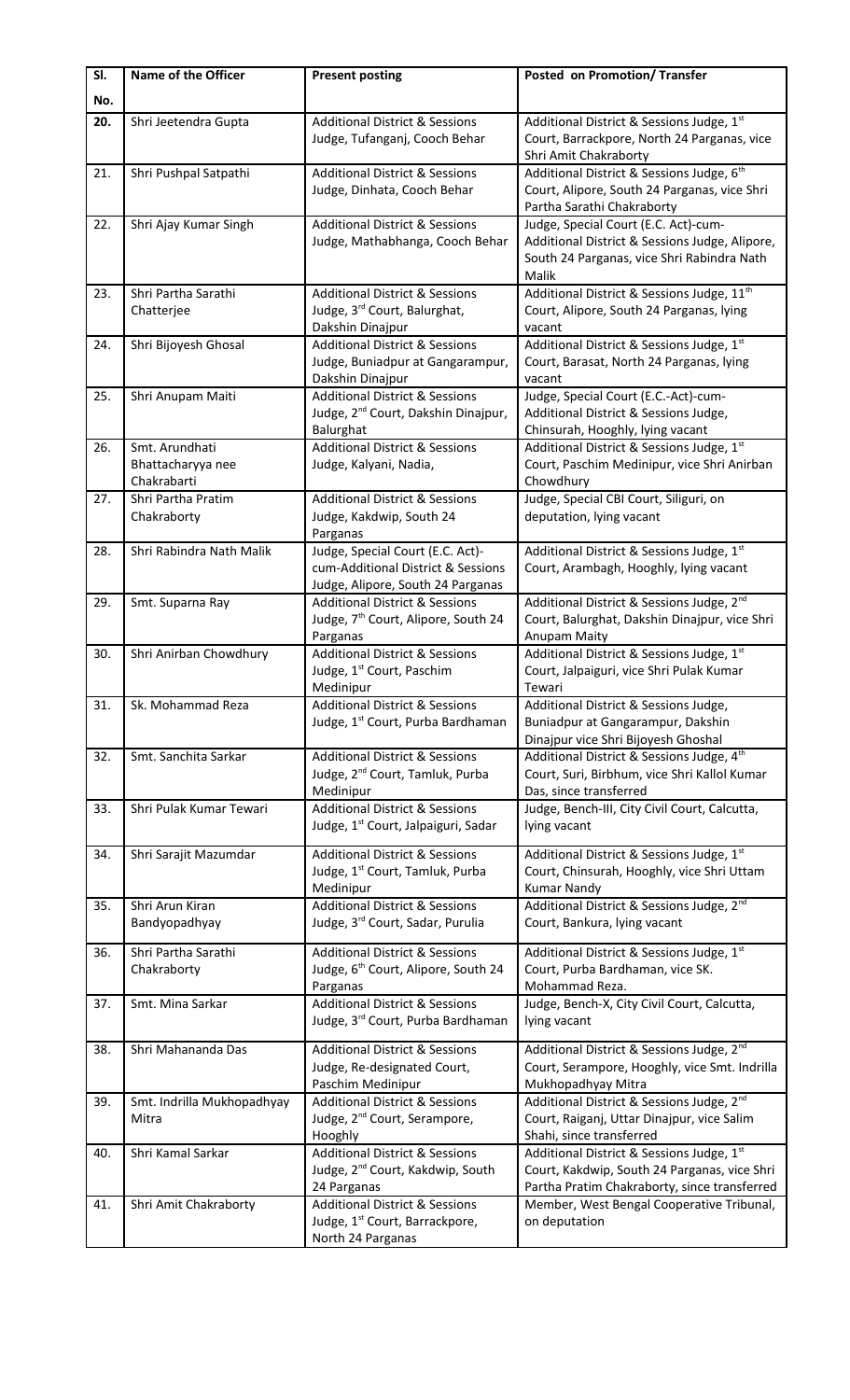| Sl. No. | Name of the Officer | Present posting | Posted on Promotion/ Transfer |
|---|---|---|---|
| 20. | Shri Jeetendra Gupta | Additional District & Sessions Judge, Tufanganj, Cooch Behar | Additional District & Sessions Judge, 1st Court, Barrackpore, North 24 Parganas, vice Shri Amit Chakraborty |
| 21. | Shri Pushpal Satpathi | Additional District & Sessions Judge, Dinhata, Cooch Behar | Additional District & Sessions Judge, 6th Court, Alipore, South 24 Parganas, vice Shri Partha Sarathi Chakraborty |
| 22. | Shri Ajay Kumar Singh | Additional District & Sessions Judge, Mathabhanga, Cooch Behar | Judge, Special Court (E.C. Act)-cum-Additional District & Sessions Judge, Alipore, South 24 Parganas, vice Shri Rabindra Nath Malik |
| 23. | Shri Partha Sarathi Chatterjee | Additional District & Sessions Judge, 3rd Court, Balurghat, Dakshin Dinajpur | Additional District & Sessions Judge, 11th Court, Alipore, South 24 Parganas, lying vacant |
| 24. | Shri Bijoyesh Ghosal | Additional District & Sessions Judge, Buniadpur at Gangarampur, Dakshin Dinajpur | Additional District & Sessions Judge, 1st Court, Barasat, North 24 Parganas, lying vacant |
| 25. | Shri Anupam Maiti | Additional District & Sessions Judge, 2nd Court, Dakshin Dinajpur, Balurghat | Judge, Special Court (E.C.-Act)-cum-Additional District & Sessions Judge, Chinsurah, Hooghly, lying vacant |
| 26. | Smt. Arundhati Bhattacharyya nee Chakrabarti | Additional District & Sessions Judge, Kalyani, Nadia, | Additional District & Sessions Judge, 1st Court, Paschim Medinipur, vice Shri Anirban Chowdhury |
| 27. | Shri Partha Pratim Chakraborty | Additional District & Sessions Judge, Kakdwip, South 24 Parganas | Judge, Special CBI Court, Siliguri, on deputation, lying vacant |
| 28. | Shri Rabindra Nath Malik | Judge, Special Court (E.C. Act)-cum-Additional District & Sessions Judge, Alipore, South 24 Parganas | Additional District & Sessions Judge, 1st Court, Arambagh, Hooghly, lying vacant |
| 29. | Smt. Suparna Ray | Additional District & Sessions Judge, 7th Court, Alipore, South 24 Parganas | Additional District & Sessions Judge, 2nd Court, Balurghat, Dakshin Dinajpur, vice Shri Anupam Maity |
| 30. | Shri Anirban Chowdhury | Additional District & Sessions Judge, 1st Court, Paschim Medinipur | Additional District & Sessions Judge, 1st Court, Jalpaiguri, vice Shri Pulak Kumar Tewari |
| 31. | Sk. Mohammad Reza | Additional District & Sessions Judge, 1st Court, Purba Bardhaman | Additional District & Sessions Judge, Buniadpur at Gangarampur, Dakshin Dinajpur vice Shri Bijoyesh Ghoshal |
| 32. | Smt. Sanchita Sarkar | Additional District & Sessions Judge, 2nd Court, Tamluk, Purba Medinipur | Additional District & Sessions Judge, 4th Court, Suri, Birbhum, vice Shri Kallol Kumar Das, since transferred |
| 33. | Shri Pulak Kumar Tewari | Additional District & Sessions Judge, 1st Court, Jalpaiguri, Sadar | Judge, Bench-III, City Civil Court, Calcutta, lying vacant |
| 34. | Shri Sarajit Mazumdar | Additional District & Sessions Judge, 1st Court, Tamluk, Purba Medinipur | Additional District & Sessions Judge, 1st Court, Chinsurah, Hooghly, vice Shri Uttam Kumar Nandy |
| 35. | Shri Arun Kiran Bandyopadhyay | Additional District & Sessions Judge, 3rd Court, Sadar, Purulia | Additional District & Sessions Judge, 2nd Court, Bankura, lying vacant |
| 36. | Shri Partha Sarathi Chakraborty | Additional District & Sessions Judge, 6th Court, Alipore, South 24 Parganas | Additional District & Sessions Judge, 1st Court, Purba Bardhaman, vice SK. Mohammad Reza. |
| 37. | Smt. Mina Sarkar | Additional District & Sessions Judge, 3rd Court, Purba Bardhaman | Judge, Bench-X, City Civil Court, Calcutta, lying vacant |
| 38. | Shri Mahananda Das | Additional District & Sessions Judge, Re-designated Court, Paschim Medinipur | Additional District & Sessions Judge, 2nd Court, Serampore, Hooghly, vice Smt. Indrilla Mukhopadhyay Mitra |
| 39. | Smt. Indrilla Mukhopadhyay Mitra | Additional District & Sessions Judge, 2nd Court, Serampore, Hooghly | Additional District & Sessions Judge, 2nd Court, Raiganj, Uttar Dinajpur, vice Salim Shahi, since transferred |
| 40. | Shri Kamal Sarkar | Additional District & Sessions Judge, 2nd Court, Kakdwip, South 24 Parganas | Additional District & Sessions Judge, 1st Court, Kakdwip, South 24 Parganas, vice Shri Partha Pratim Chakraborty, since transferred |
| 41. | Shri Amit Chakraborty | Additional District & Sessions Judge, 1st Court, Barrackpore, North 24 Parganas | Member, West Bengal Cooperative Tribunal, on deputation |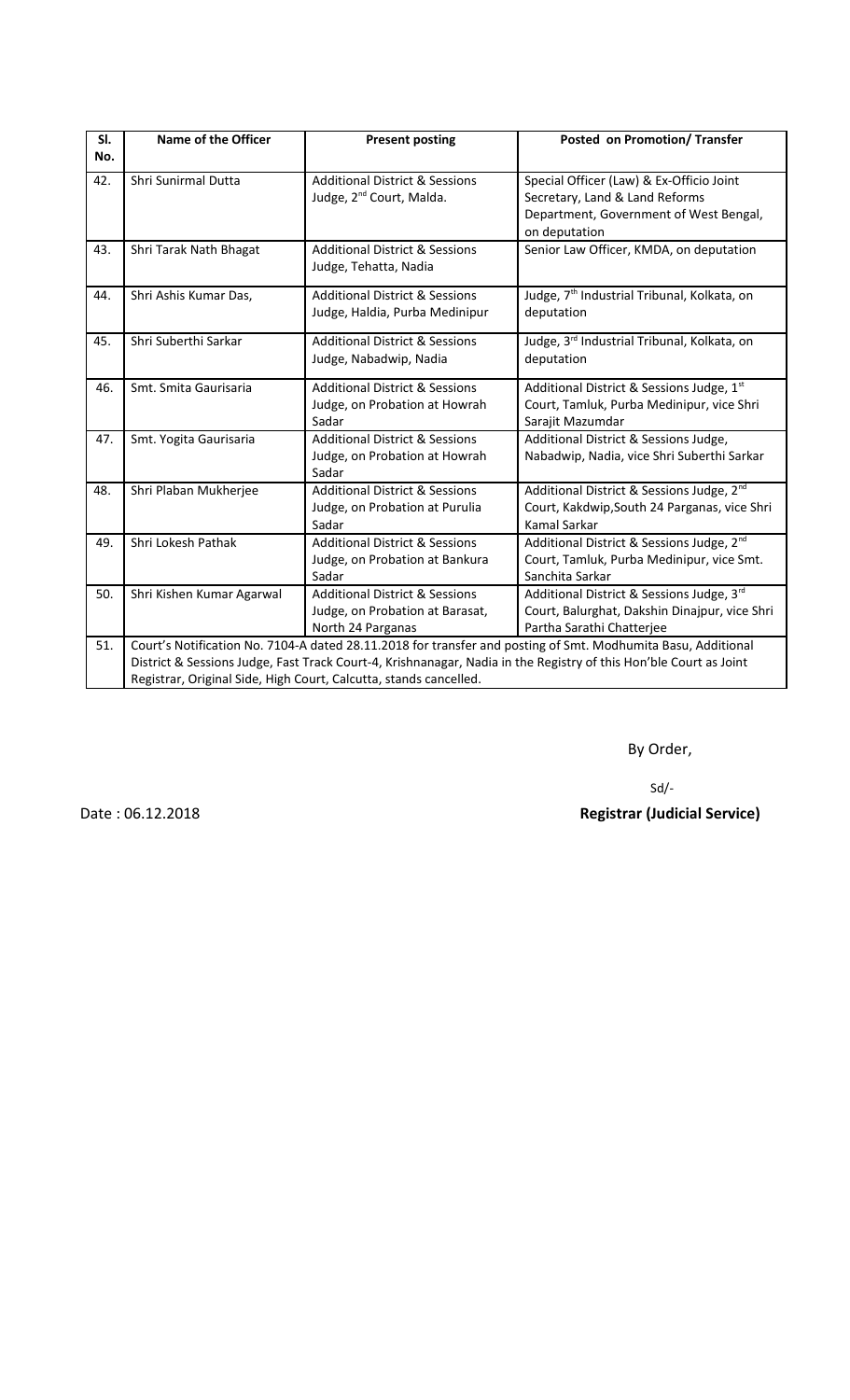| Sl. No. | Name of the Officer | Present posting | Posted on Promotion/ Transfer |
|---|---|---|---|
| 42. | Shri Sunirmal Dutta | Additional District & Sessions Judge, 2nd Court, Malda. | Special Officer (Law) & Ex-Officio Joint Secretary, Land & Land Reforms Department, Government of West Bengal, on deputation |
| 43. | Shri Tarak Nath Bhagat | Additional District & Sessions Judge, Tehatta, Nadia | Senior Law Officer, KMDA, on deputation |
| 44. | Shri Ashis Kumar Das, | Additional District & Sessions Judge, Haldia, Purba Medinipur | Judge, 7th Industrial Tribunal, Kolkata, on deputation |
| 45. | Shri Suberthi Sarkar | Additional District & Sessions Judge, Nabadwip, Nadia | Judge, 3rd Industrial Tribunal, Kolkata, on deputation |
| 46. | Smt. Smita Gaurisaria | Additional District & Sessions Judge, on Probation at Howrah Sadar | Additional District & Sessions Judge, 1st Court, Tamluk, Purba Medinipur, vice Shri Sarajit Mazumdar |
| 47. | Smt. Yogita Gaurisaria | Additional District & Sessions Judge, on Probation at Howrah Sadar | Additional District & Sessions Judge, Nabadwip, Nadia, vice Shri Suberthi Sarkar |
| 48. | Shri Plaban Mukherjee | Additional District & Sessions Judge, on Probation at Purulia Sadar | Additional District & Sessions Judge, 2nd Court, Kakdwip,South 24 Parganas, vice Shri Kamal Sarkar |
| 49. | Shri Lokesh Pathak | Additional District & Sessions Judge, on Probation at Bankura Sadar | Additional District & Sessions Judge, 2nd Court, Tamluk, Purba Medinipur, vice Smt. Sanchita Sarkar |
| 50. | Shri Kishen Kumar Agarwal | Additional District & Sessions Judge, on Probation at Barasat, North 24 Parganas | Additional District & Sessions Judge, 3rd Court, Balurghat, Dakshin Dinajpur, vice Shri Partha Sarathi Chatterjee |
| 51. | Court's Notification No. 7104-A dated 28.11.2018 for transfer and posting of Smt. Modhumita Basu, Additional District & Sessions Judge, Fast Track Court-4, Krishnanagar, Nadia in the Registry of this Hon'ble Court as Joint Registrar, Original Side, High Court, Calcutta, stands cancelled. | | |

By Order,

Sd/-

Date : 06.12.2018 **Registrar (Judicial Service)**